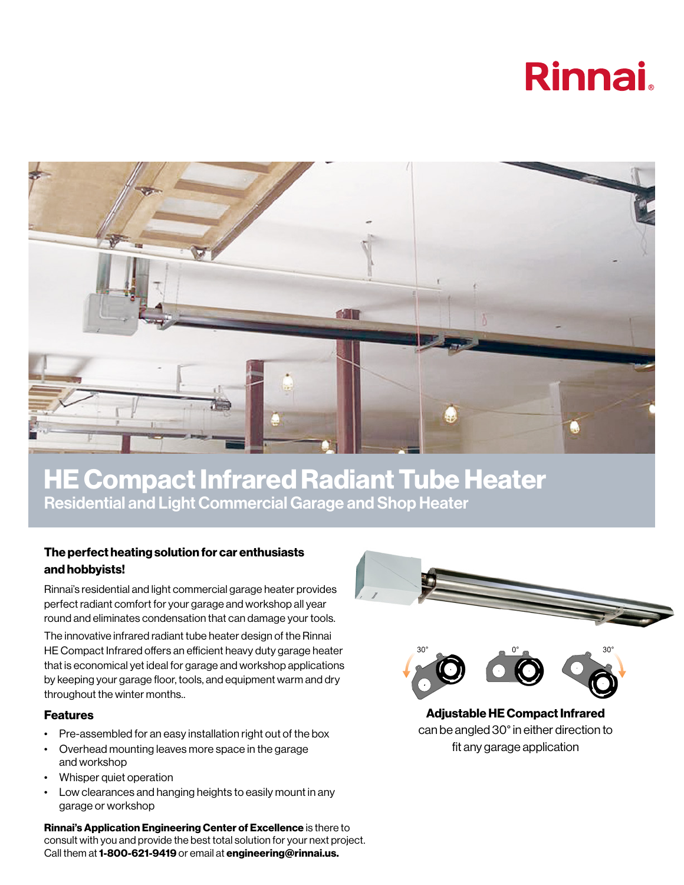Rinnai

# HE Compact Infrared Radiant Tube Heater

## Residential and Light Commercial Garage and Shop Heater

**The perfect heating solution for car enthusiasts and hobbyists!**

Rinnai's residential and light commercial garage heater provides perfect radiant comfort for your garage and workshop all year round and eliminates condensation that can damage your tools.

The innovative infrared radiant tube heater design of the Rinnai HE Compact Infrared offers an efficient heavy duty garage heater that is economical yet ideal for garage and workshop applications by keeping your garage floor, tools, and equipment warm and dry throughout the winter months..

### Features

- Pre-assembled for an easy installation right out of the box
- Overhead mounting leaves more space in the garage and workshop
- Whisper quiet operation
- Low clearances and hanging heights to easily mount in any garage or workshop

**Rinnai's Application Engineering Center of Excellence** is there to consult with you and provide the best total solution for your next project. Call them at **1-800-621-9419** or email at **engineering@rinnai.us.**

30° 0° 30°

**Adjustable HE Compact Infrared** can be angled 30° in either direction to fit any garage application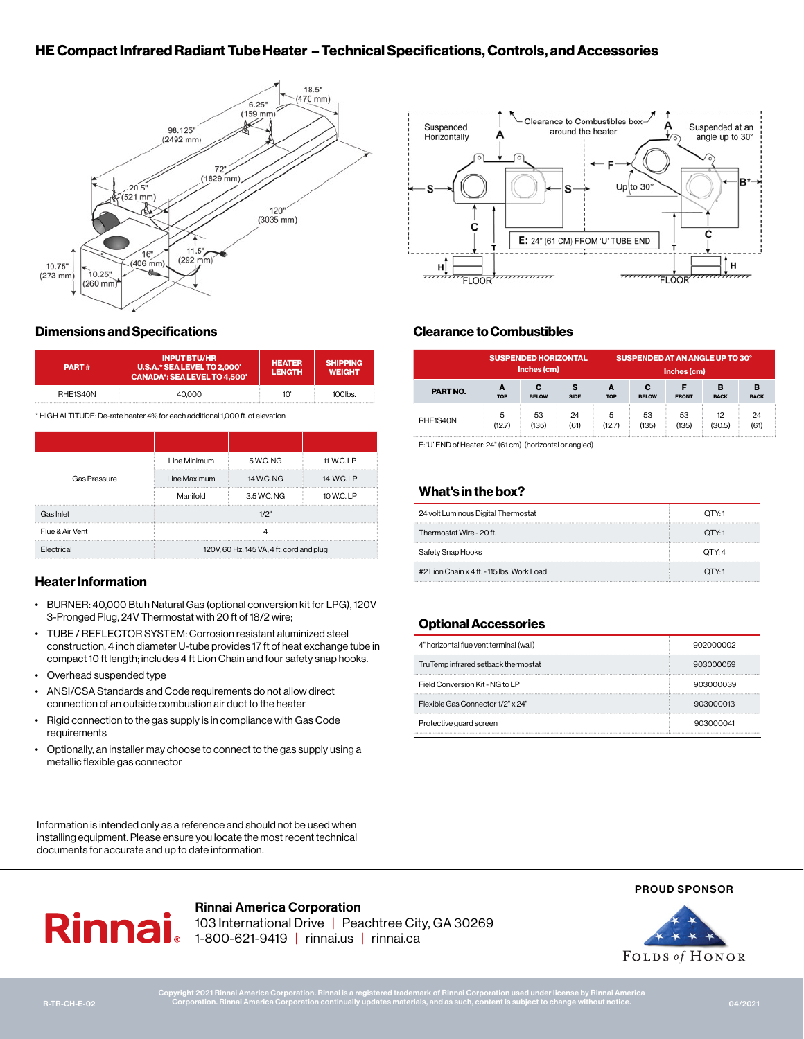# HE Compact Infrared Radiant Tube Heater – Technical Specifications, Controls, and Accessories

98.125" (2492 mm)
6.25" (159 mm)
18.5" (470 mm)
72" (1829 mm)
20.5" (521 mm)
120" (3035 mm)
16" (406 mm)
11.5" (292 mm)
10.75" (273 mm)
10.25" (260 mm)

Suspended Horizontally
Clearance to Combustibles box around the heater
Suspended at an angle up to 30°
A
F
S
B*
Up to 30°
C
E: 24" (61 CM) FROM 'U' TUBE END
T
H
FLOOR

## Dimensions and Specifications

| PART # | INPUT BTU/HR U.S.A.* SEA LEVEL TO 2,000' CANADA*: SEA LEVEL TO 4,500' | HEATER LENGTH | SHIPPING WEIGHT |
|---|---|---|---|
| RHE1S40N | 40,000 | 10' | 100lbs. |

* HIGH ALTITUDE: De-rate heater 4% for each additional 1,000 ft. of elevation

| | | | |
|---|---|---|---|
| Gas Pressure | Line Minimum | 5 W.C. NG | 11 W.C. LP |
| | Line Maximum | 14 W.C. NG | 14 W.C. LP |
| | Manifold | 3.5 W.C. NG | 10 W.C. LP |
| Gas Inlet | 1/2" | | |
| Flue & Air Vent | 4 | | |
| Electrical | 120V, 60 Hz, 145 VA, 4 ft. cord and plug | | |

## Heater Information

- BURNER: 40,000 Btuh Natural Gas (optional conversion kit for LPG), 120V 3-Pronged Plug, 24V Thermostat with 20 ft of 18/2 wire;
- TUBE / REFLECTOR SYSTEM: Corrosion resistant aluminized steel construction, 4 inch diameter U-tube provides 17 ft of heat exchange tube in compact 10 ft length; includes 4 ft Lion Chain and four safety snap hooks.
- Overhead suspended type
- ANSI/CSA Standards and Code requirements do not allow direct connection of an outside combustion air duct to the heater
- Rigid connection to the gas supply is in compliance with Gas Code requirements
- Optionally, an installer may choose to connect to the gas supply using a metallic flexible gas connector

## Clearance to Combustibles

| | SUSPENDED HORIZONTAL Inches (cm) | | | SUSPENDED AT AN ANGLE UP TO 30° Inches (cm) | | | | |
|---|---|---|---|---|---|---|---|---|
| PART NO. | A TOP | C BELOW | S SIDE | A TOP | C BELOW | F FRONT | B BACK | B BACK |
| RHE1S40N | 5 (12.7) | 53 (135) | 24 (61) | 5 (12.7) | 53 (135) | 53 (135) | 12 (30.5) | 24 (61) |

E: 'U' END of Heater: 24" (61 cm) (horizontal or angled)

## What's in the box?

| | |
|---|---|
| 24 volt Luminous Digital Thermostat | QTY: 1 |
| Thermostat Wire - 20 ft. | QTY: 1 |
| Safety Snap Hooks | QTY: 4 |
| #2 Lion Chain x 4 ft. - 115 lbs. Work Load | QTY: 1 |

## Optional Accessories

| | |
|---|---|
| 4" horizontal flue vent terminal (wall) | 902000002 |
| TruTemp infrared setback thermostat | 903000059 |
| Field Conversion Kit - NG to LP | 903000039 |
| Flexible Gas Connector 1/2" x 24" | 903000013 |
| Protective guard screen | 903000041 |

Information is intended only as a reference and should not be used when installing equipment. Please ensure you locate the most recent technical documents for accurate and up to date information.

Rinnai

**Rinnai America Corporation**
103 International Drive | Peachtree City, GA 30269
1-800-621-9419 | rinnai.us | rinnai.ca

PROUD SPONSOR
FOLDS of HONOR

R-TR-CH-E-02

Copyright 2021 Rinnai America Corporation. Rinnai is a registered trademark of Rinnai Corporation used under license by Rinnai America Corporation. Rinnai America Corporation continually updates materials, and as such, content is subject to change without notice.

04/2021